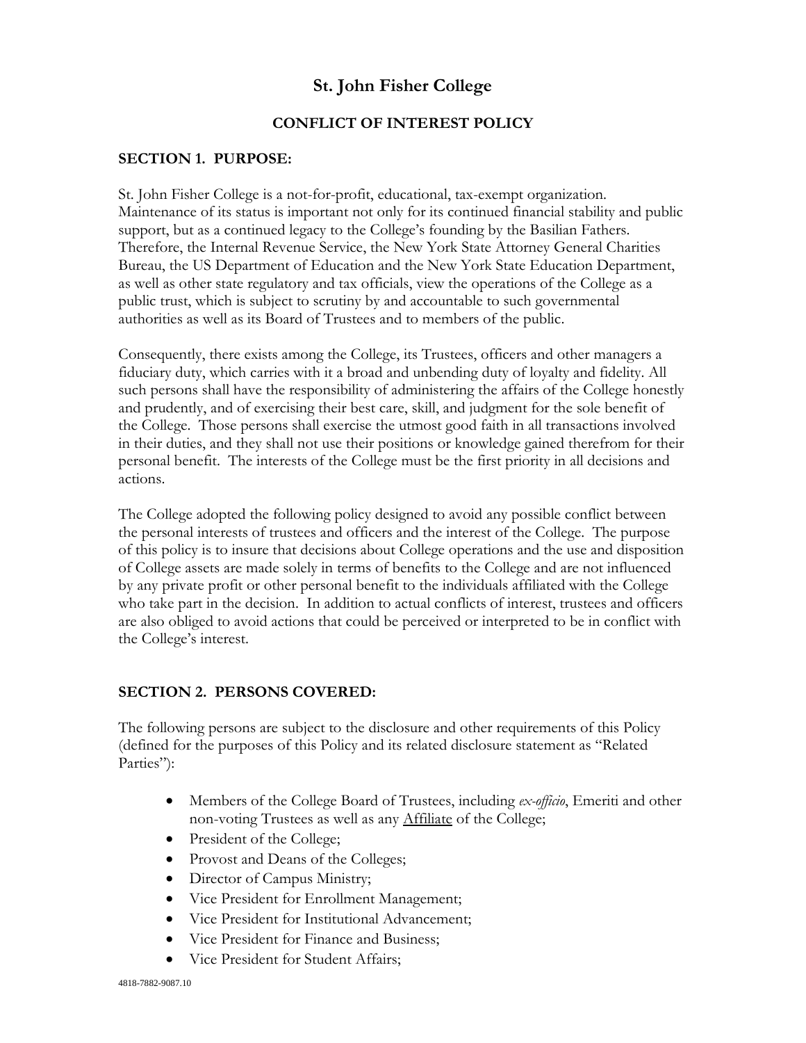# St. John Fisher College

## CONFLICT OF INTEREST POLICY

### SECTION 1. PURPOSE:

St. John Fisher College is a not-for-profit, educational, tax-exempt organization. Maintenance of its status is important not only for its continued financial stability and public support, but as a continued legacy to the College's founding by the Basilian Fathers. Therefore, the Internal Revenue Service, the New York State Attorney General Charities Bureau, the US Department of Education and the New York State Education Department, as well as other state regulatory and tax officials, view the operations of the College as a public trust, which is subject to scrutiny by and accountable to such governmental authorities as well as its Board of Trustees and to members of the public.

Consequently, there exists among the College, its Trustees, officers and other managers a fiduciary duty, which carries with it a broad and unbending duty of loyalty and fidelity. All such persons shall have the responsibility of administering the affairs of the College honestly and prudently, and of exercising their best care, skill, and judgment for the sole benefit of the College. Those persons shall exercise the utmost good faith in all transactions involved in their duties, and they shall not use their positions or knowledge gained therefrom for their personal benefit. The interests of the College must be the first priority in all decisions and actions.

The College adopted the following policy designed to avoid any possible conflict between the personal interests of trustees and officers and the interest of the College. The purpose of this policy is to insure that decisions about College operations and the use and disposition of College assets are made solely in terms of benefits to the College and are not influenced by any private profit or other personal benefit to the individuals affiliated with the College who take part in the decision. In addition to actual conflicts of interest, trustees and officers are also obliged to avoid actions that could be perceived or interpreted to be in conflict with the College's interest.

### SECTION 2. PERSONS COVERED:

The following persons are subject to the disclosure and other requirements of this Policy (defined for the purposes of this Policy and its related disclosure statement as "Related Parties"):

- Members of the College Board of Trustees, including *ex-officio*, Emeriti and other non-voting Trustees as well as any Affiliate of the College;
- President of the College;
- Provost and Deans of the Colleges;
- Director of Campus Ministry;
- Vice President for Enrollment Management;
- Vice President for Institutional Advancement;
- Vice President for Finance and Business;
- Vice President for Student Affairs;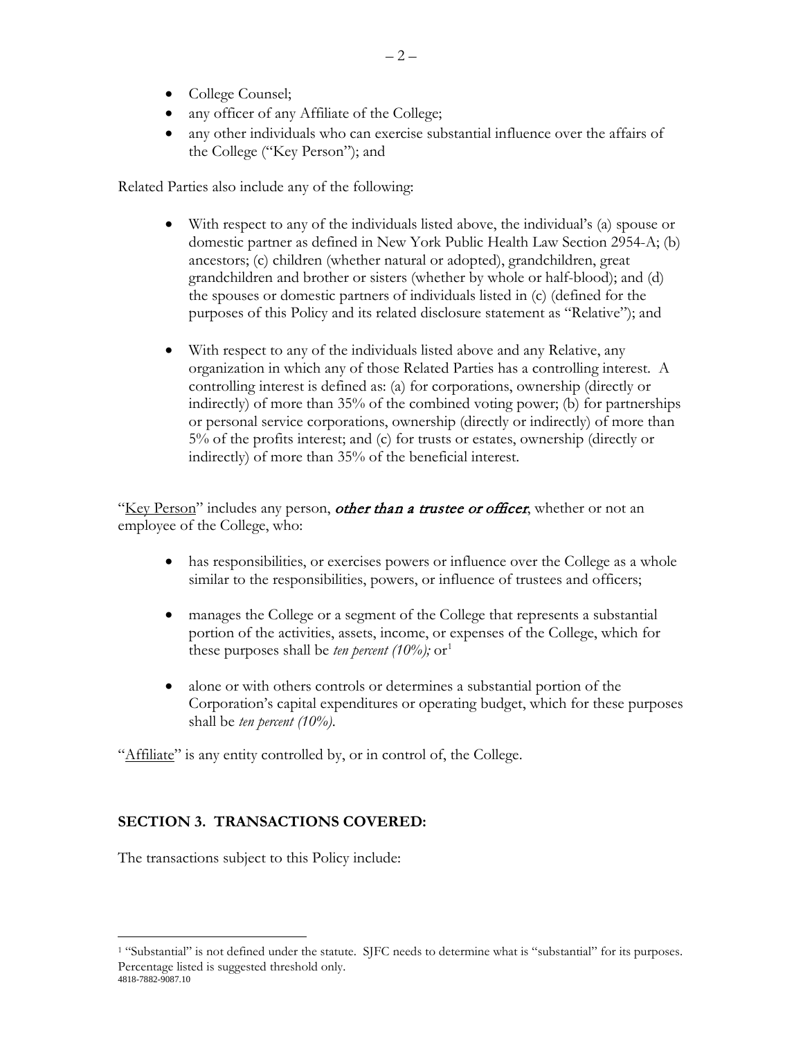- College Counsel;
- any officer of any Affiliate of the College;
- any other individuals who can exercise substantial influence over the affairs of the College ("Key Person"); and

Related Parties also include any of the following:

- With respect to any of the individuals listed above, the individual's (a) spouse or domestic partner as defined in New York Public Health Law Section 2954-A; (b) ancestors; (c) children (whether natural or adopted), grandchildren, great grandchildren and brother or sisters (whether by whole or half-blood); and (d) the spouses or domestic partners of individuals listed in (c) (defined for the purposes of this Policy and its related disclosure statement as "Relative"); and

- With respect to any of the individuals listed above and any Relative, any organization in which any of those Related Parties has a controlling interest. A controlling interest is defined as: (a) for corporations, ownership (directly or indirectly) of more than 35% of the combined voting power; (b) for partnerships or personal service corporations, ownership (directly or indirectly) of more than 5% of the profits interest; and (c) for trusts or estates, ownership (directly or indirectly) of more than 35% of the beneficial interest.

"Key Person" includes any person, ***other than a trustee or officer***, whether or not an employee of the College, who:

- has responsibilities, or exercises powers or influence over the College as a whole similar to the responsibilities, powers, or influence of trustees and officers;

- manages the College or a segment of the College that represents a substantial portion of the activities, assets, income, or expenses of the College, which for these purposes shall be *ten percent (10%);* or[1]

- alone or with others controls or determines a substantial portion of the Corporation's capital expenditures or operating budget, which for these purposes shall be *ten percent (10%)*.

"Affiliate" is any entity controlled by, or in control of, the College.

## SECTION 3. TRANSACTIONS COVERED:

The transactions subject to this Policy include:

[1] "Substantial" is not defined under the statute. SJFC needs to determine what is "substantial" for its purposes. Percentage listed is suggested threshold only.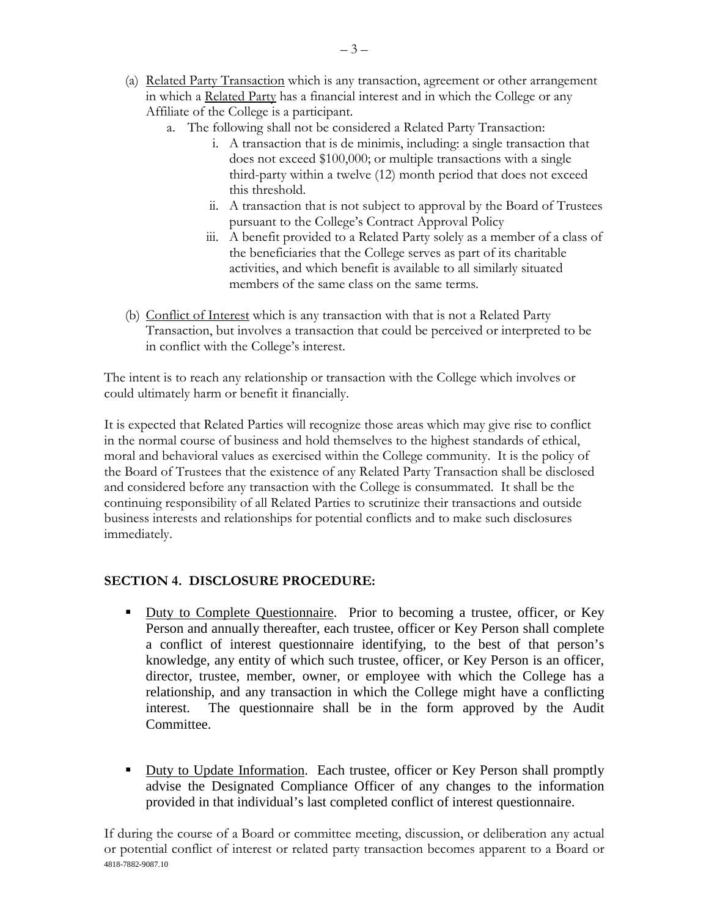(a) <u>Related Party Transaction</u> which is any transaction, agreement or other arrangement in which a <u>Related Party</u> has a financial interest and in which the College or any Affiliate of the College is a participant.

  a. The following shall not be considered a Related Party Transaction:

    i. A transaction that is de minimis, including: a single transaction that does not exceed $100,000; or multiple transactions with a single third-party within a twelve (12) month period that does not exceed this threshold.

    ii. A transaction that is not subject to approval by the Board of Trustees pursuant to the College's Contract Approval Policy

    iii. A benefit provided to a Related Party solely as a member of a class of the beneficiaries that the College serves as part of its charitable activities, and which benefit is available to all similarly situated members of the same class on the same terms.

(b) <u>Conflict of Interest</u> which is any transaction with that is not a Related Party Transaction, but involves a transaction that could be perceived or interpreted to be in conflict with the College's interest.

The intent is to reach any relationship or transaction with the College which involves or could ultimately harm or benefit it financially.

It is expected that Related Parties will recognize those areas which may give rise to conflict in the normal course of business and hold themselves to the highest standards of ethical, moral and behavioral values as exercised within the College community. It is the policy of the Board of Trustees that the existence of any Related Party Transaction shall be disclosed and considered before any transaction with the College is consummated. It shall be the continuing responsibility of all Related Parties to scrutinize their transactions and outside business interests and relationships for potential conflicts and to make such disclosures immediately.

**SECTION 4. DISCLOSURE PROCEDURE:**

- <u>Duty to Complete Questionnaire</u>. Prior to becoming a trustee, officer, or Key Person and annually thereafter, each trustee, officer or Key Person shall complete a conflict of interest questionnaire identifying, to the best of that person's knowledge, any entity of which such trustee, officer, or Key Person is an officer, director, trustee, member, owner, or employee with which the College has a relationship, and any transaction in which the College might have a conflicting interest. The questionnaire shall be in the form approved by the Audit Committee.

- <u>Duty to Update Information</u>. Each trustee, officer or Key Person shall promptly advise the Designated Compliance Officer of any changes to the information provided in that individual's last completed conflict of interest questionnaire.

If during the course of a Board or committee meeting, discussion, or deliberation any actual or potential conflict of interest or related party transaction becomes apparent to a Board or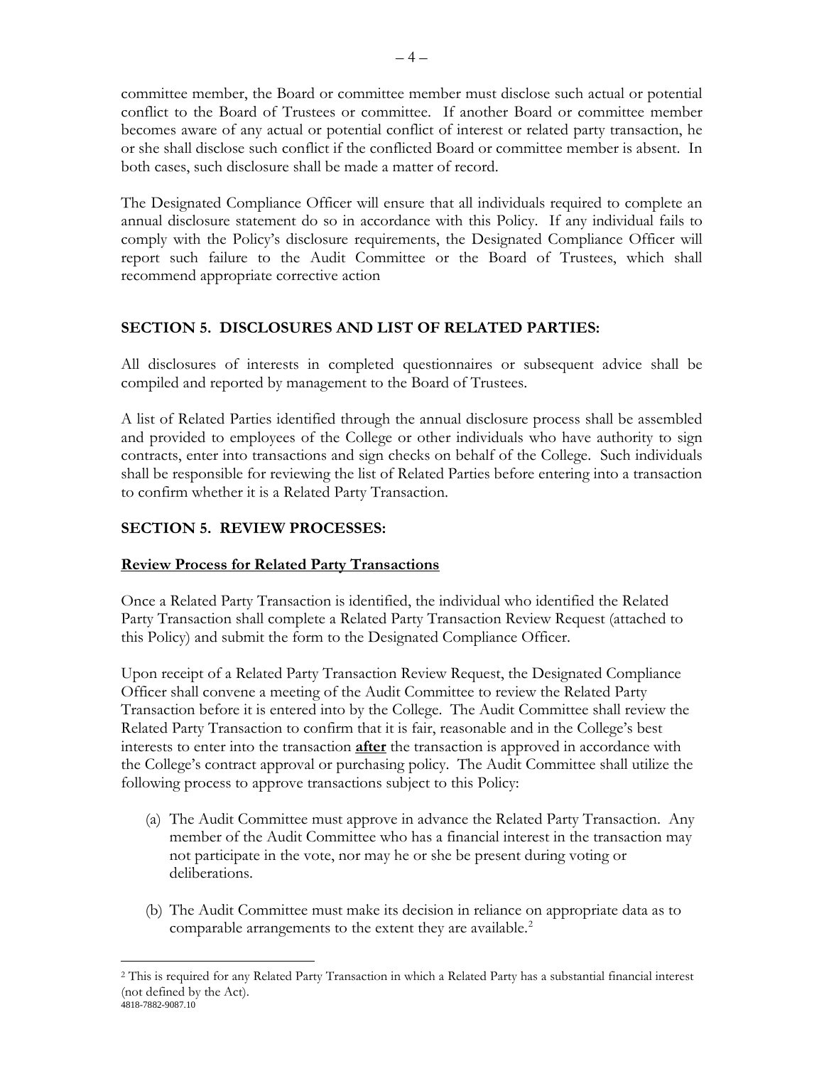committee member, the Board or committee member must disclose such actual or potential conflict to the Board of Trustees or committee. If another Board or committee member becomes aware of any actual or potential conflict of interest or related party transaction, he or she shall disclose such conflict if the conflicted Board or committee member is absent. In both cases, such disclosure shall be made a matter of record.

The Designated Compliance Officer will ensure that all individuals required to complete an annual disclosure statement do so in accordance with this Policy. If any individual fails to comply with the Policy's disclosure requirements, the Designated Compliance Officer will report such failure to the Audit Committee or the Board of Trustees, which shall recommend appropriate corrective action

## SECTION 5. DISCLOSURES AND LIST OF RELATED PARTIES:

All disclosures of interests in completed questionnaires or subsequent advice shall be compiled and reported by management to the Board of Trustees.

A list of Related Parties identified through the annual disclosure process shall be assembled and provided to employees of the College or other individuals who have authority to sign contracts, enter into transactions and sign checks on behalf of the College. Such individuals shall be responsible for reviewing the list of Related Parties before entering into a transaction to confirm whether it is a Related Party Transaction.

## SECTION 5. REVIEW PROCESSES:

**Review Process for Related Party Transactions**

Once a Related Party Transaction is identified, the individual who identified the Related Party Transaction shall complete a Related Party Transaction Review Request (attached to this Policy) and submit the form to the Designated Compliance Officer.

Upon receipt of a Related Party Transaction Review Request, the Designated Compliance Officer shall convene a meeting of the Audit Committee to review the Related Party Transaction before it is entered into by the College. The Audit Committee shall review the Related Party Transaction to confirm that it is fair, reasonable and in the College's best interests to enter into the transaction **after** the transaction is approved in accordance with the College's contract approval or purchasing policy. The Audit Committee shall utilize the following process to approve transactions subject to this Policy:

(a) The Audit Committee must approve in advance the Related Party Transaction. Any member of the Audit Committee who has a financial interest in the transaction may not participate in the vote, nor may he or she be present during voting or deliberations.

(b) The Audit Committee must make its decision in reliance on appropriate data as to comparable arrangements to the extent they are available.[2]

[2] This is required for any Related Party Transaction in which a Related Party has a substantial financial interest (not defined by the Act).

4818-7882-9087.10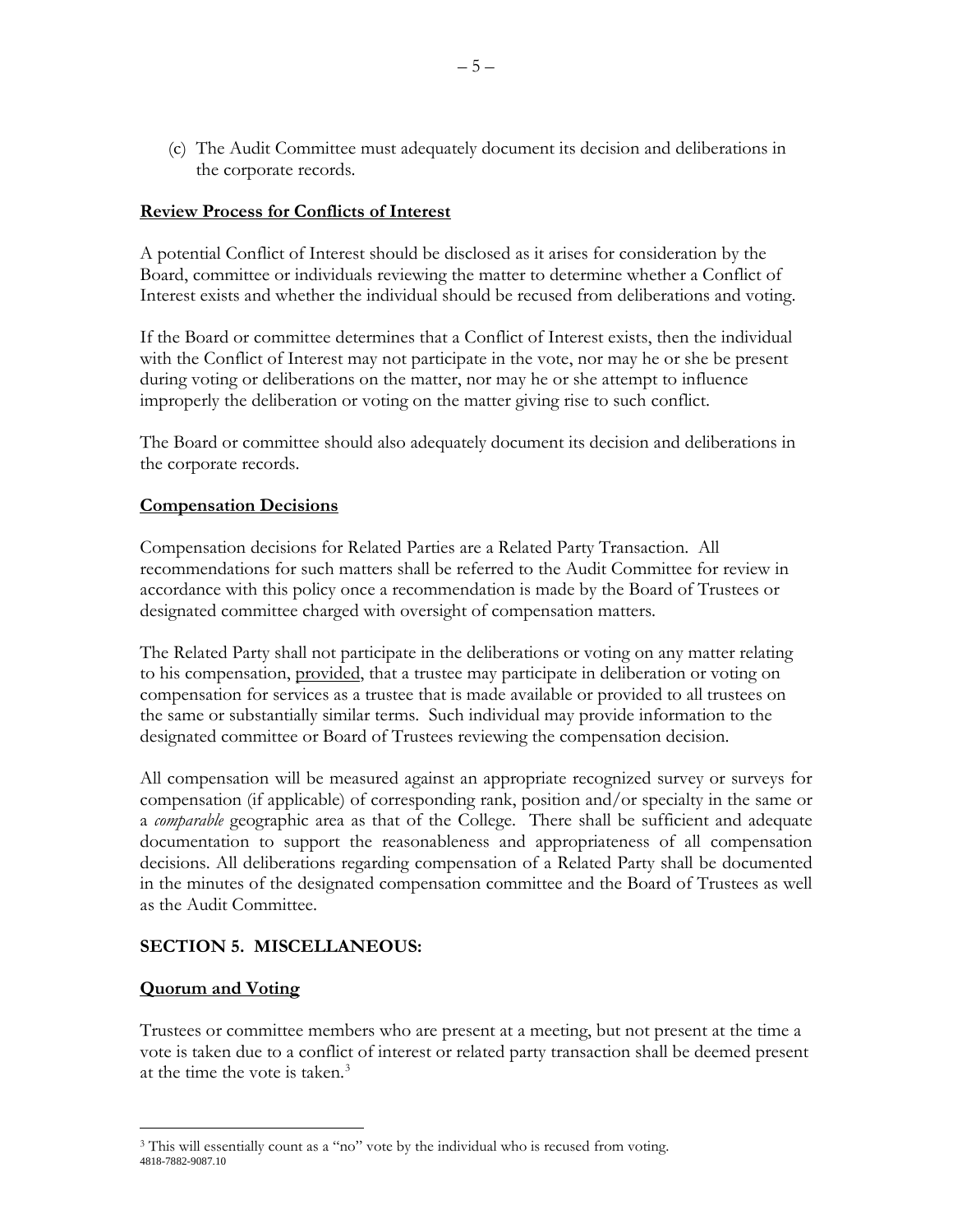(c) The Audit Committee must adequately document its decision and deliberations in the corporate records.

**Review Process for Conflicts of Interest**

A potential Conflict of Interest should be disclosed as it arises for consideration by the Board, committee or individuals reviewing the matter to determine whether a Conflict of Interest exists and whether the individual should be recused from deliberations and voting.

If the Board or committee determines that a Conflict of Interest exists, then the individual with the Conflict of Interest may not participate in the vote, nor may he or she be present during voting or deliberations on the matter, nor may he or she attempt to influence improperly the deliberation or voting on the matter giving rise to such conflict.

The Board or committee should also adequately document its decision and deliberations in the corporate records.

**Compensation Decisions**

Compensation decisions for Related Parties are a Related Party Transaction. All recommendations for such matters shall be referred to the Audit Committee for review in accordance with this policy once a recommendation is made by the Board of Trustees or designated committee charged with oversight of compensation matters.

The Related Party shall not participate in the deliberations or voting on any matter relating to his compensation, provided, that a trustee may participate in deliberation or voting on compensation for services as a trustee that is made available or provided to all trustees on the same or substantially similar terms. Such individual may provide information to the designated committee or Board of Trustees reviewing the compensation decision.

All compensation will be measured against an appropriate recognized survey or surveys for compensation (if applicable) of corresponding rank, position and/or specialty in the same or a *comparable* geographic area as that of the College. There shall be sufficient and adequate documentation to support the reasonableness and appropriateness of all compensation decisions. All deliberations regarding compensation of a Related Party shall be documented in the minutes of the designated compensation committee and the Board of Trustees as well as the Audit Committee.

## SECTION 5. MISCELLANEOUS:

**Quorum and Voting**

Trustees or committee members who are present at a meeting, but not present at the time a vote is taken due to a conflict of interest or related party transaction shall be deemed present at the time the vote is taken.[3]

[3] This will essentially count as a "no" vote by the individual who is recused from voting.

4818-7882-9087.10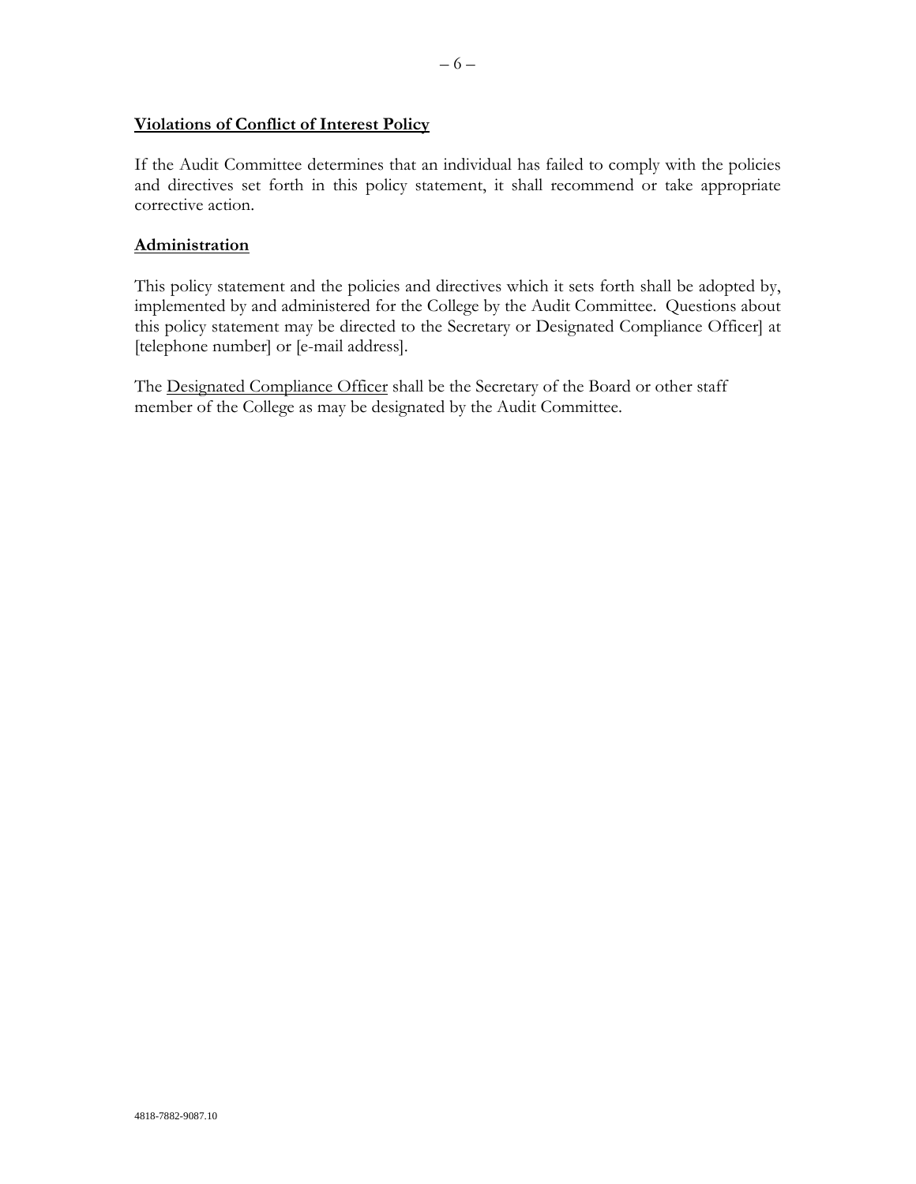**Violations of Conflict of Interest Policy**

If the Audit Committee determines that an individual has failed to comply with the policies and directives set forth in this policy statement, it shall recommend or take appropriate corrective action.

**Administration**

This policy statement and the policies and directives which it sets forth shall be adopted by, implemented by and administered for the College by the Audit Committee. Questions about this policy statement may be directed to the Secretary or Designated Compliance Officer] at [telephone number] or [e-mail address].

The Designated Compliance Officer shall be the Secretary of the Board or other staff member of the College as may be designated by the Audit Committee.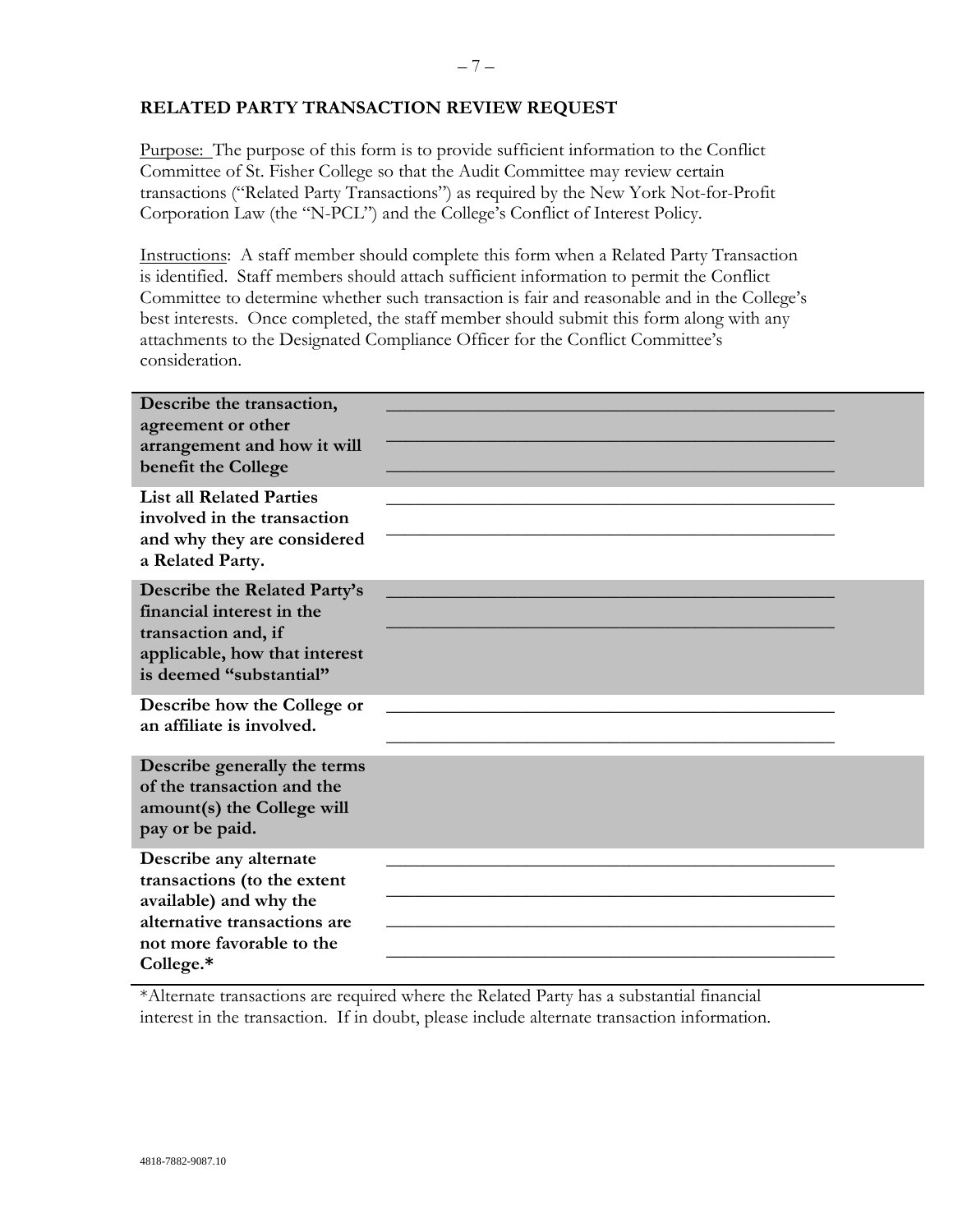## RELATED PARTY TRANSACTION REVIEW REQUEST

Purpose: The purpose of this form is to provide sufficient information to the Conflict Committee of St. Fisher College so that the Audit Committee may review certain transactions ("Related Party Transactions") as required by the New York Not-for-Profit Corporation Law (the "N-PCL") and the College's Conflict of Interest Policy.

Instructions: A staff member should complete this form when a Related Party Transaction is identified. Staff members should attach sufficient information to permit the Conflict Committee to determine whether such transaction is fair and reasonable and in the College's best interests. Once completed, the staff member should submit this form along with any attachments to the Designated Compliance Officer for the Conflict Committee's consideration.

| | |
|---|---|
| **Describe the transaction, agreement or other arrangement and how it will benefit the College** | ______________________________ ______________________________ ______________________________ |
| **List all Related Parties involved in the transaction and why they are considered a Related Party.** | ______________________________ ______________________________ |
| **Describe the Related Party's financial interest in the transaction and, if applicable, how that interest is deemed "substantial"** | ______________________________ ______________________________ |
| **Describe how the College or an affiliate is involved.** | ______________________________ ______________________________ |
| **Describe generally the terms of the transaction and the amount(s) the College will pay or be paid.** | |
| **Describe any alternate transactions (to the extent available) and why the alternative transactions are not more favorable to the College.*** | ______________________________ ______________________________ ______________________________ ______________________________ |

*Alternate transactions are required where the Related Party has a substantial financial interest in the transaction. If in doubt, please include alternate transaction information.

4818-7882-9087.10